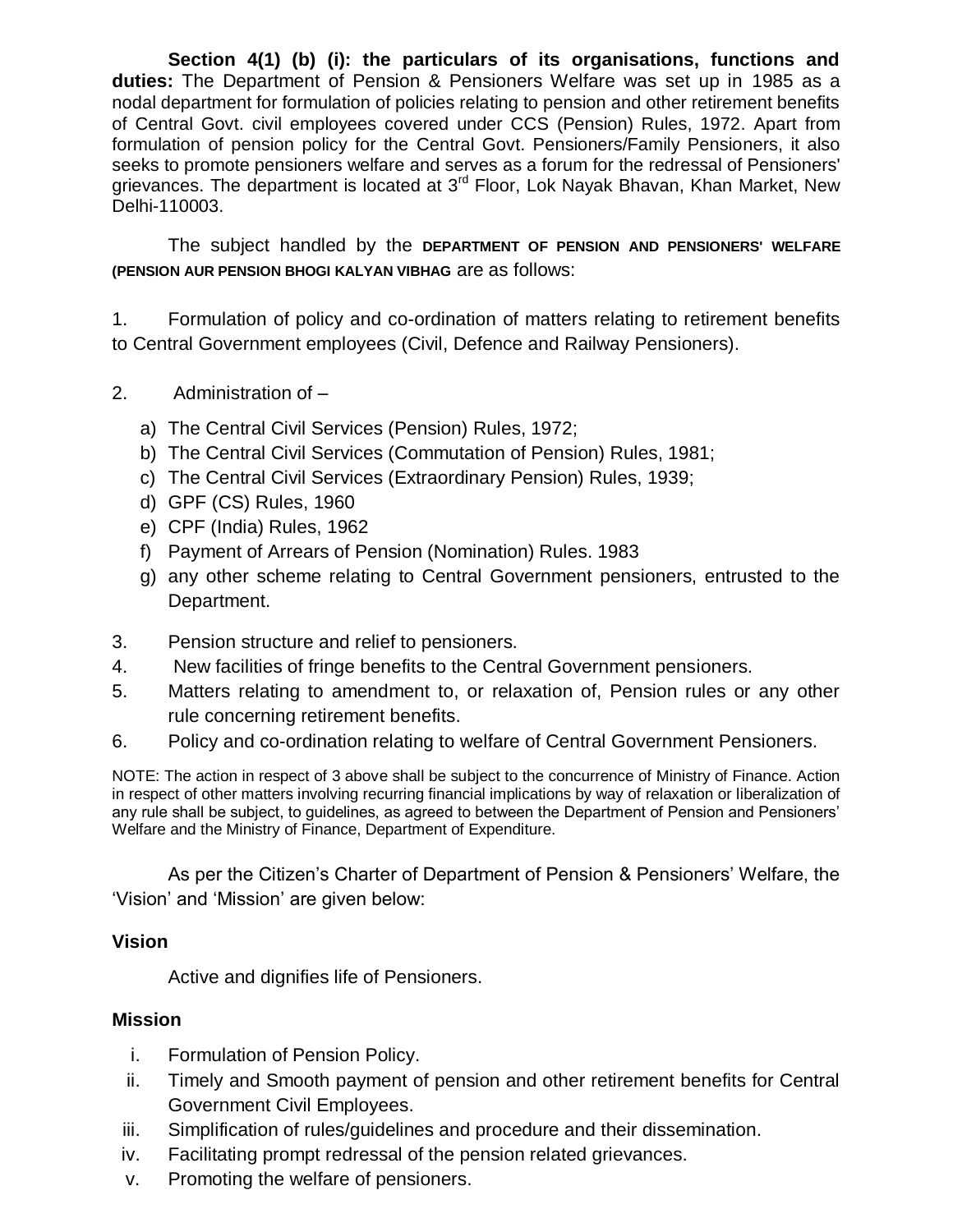**Section 4(1) (b) (i): the particulars of its organisations, functions and duties:** The Department of Pension & Pensioners Welfare was set up in 1985 as a nodal department for formulation of policies relating to pension and other retirement benefits of Central Govt. civil employees covered under CCS (Pension) Rules, 1972. Apart from formulation of pension policy for the Central Govt. Pensioners/Family Pensioners, it also seeks to promote pensioners welfare and serves as a forum for the redressal of Pensioners' grievances. The department is located at 3rd Floor, Lok Nayak Bhavan, Khan Market, New Delhi-110003.

The subject handled by the **DEPARTMENT OF PENSION AND PENSIONERS' WELFARE (PENSION AUR PENSION BHOGI KALYAN VIBHAG** are as follows:

1. Formulation of policy and co-ordination of matters relating to retirement benefits to Central Government employees (Civil, Defence and Railway Pensioners).

2. Administration of –
   a) The Central Civil Services (Pension) Rules, 1972;
   b) The Central Civil Services (Commutation of Pension) Rules, 1981;
   c) The Central Civil Services (Extraordinary Pension) Rules, 1939;
   d) GPF (CS) Rules, 1960
   e) CPF (India) Rules, 1962
   f) Payment of Arrears of Pension (Nomination) Rules. 1983
   g) any other scheme relating to Central Government pensioners, entrusted to the Department.

3. Pension structure and relief to pensioners.
4. New facilities of fringe benefits to the Central Government pensioners.
5. Matters relating to amendment to, or relaxation of, Pension rules or any other rule concerning retirement benefits.
6. Policy and co-ordination relating to welfare of Central Government Pensioners.

NOTE: The action in respect of 3 above shall be subject to the concurrence of Ministry of Finance. Action in respect of other matters involving recurring financial implications by way of relaxation or liberalization of any rule shall be subject, to guidelines, as agreed to between the Department of Pension and Pensioners' Welfare and the Ministry of Finance, Department of Expenditure.

As per the Citizen's Charter of Department of Pension & Pensioners' Welfare, the 'Vision' and 'Mission' are given below:

**Vision**

Active and dignifies life of Pensioners.

**Mission**

i. Formulation of Pension Policy.
ii. Timely and Smooth payment of pension and other retirement benefits for Central Government Civil Employees.
iii. Simplification of rules/guidelines and procedure and their dissemination.
iv. Facilitating prompt redressal of the pension related grievances.
v. Promoting the welfare of pensioners.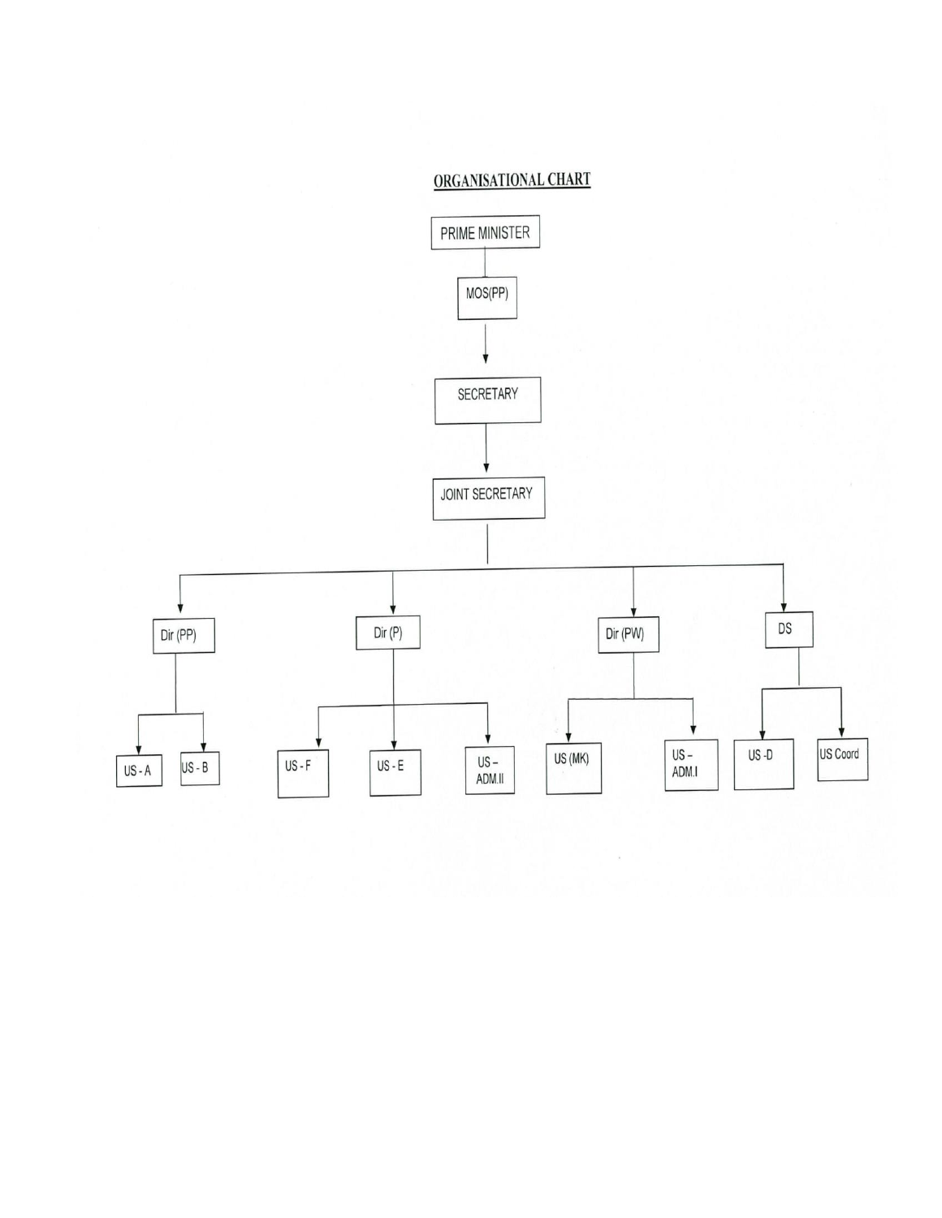## ORGANISATIONAL CHART

PRIME MINISTER

MOS(PP)

SECRETARY

JOINT SECRETARY

Dir (PP)

Dir (P)

Dir (PW)

DS

US - A

US - B

US - F

US - E

US – ADM.II

US (MK)

US – ADM.I

US -D

US Coord